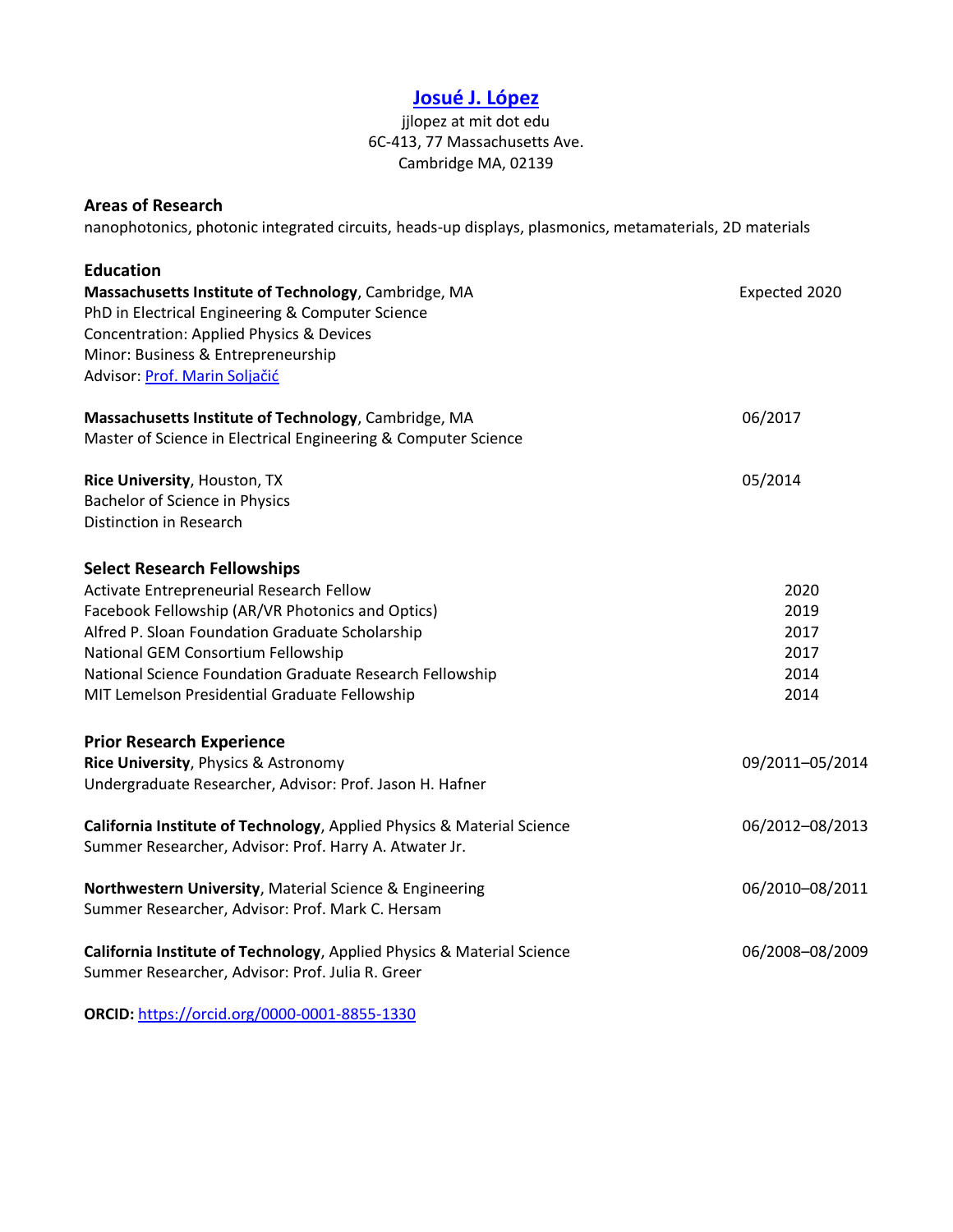# [Josué J. López]

jjlopez at mit dot edu
6C-413, 77 Massachusetts Ave.
Cambridge MA, 02139

## Areas of Research

nanophotonics, photonic integrated circuits, heads-up displays, plasmonics, metamaterials, 2D materials

## Education

**Massachusetts Institute of Technology**, Cambridge, MA — Expected 2020
PhD in Electrical Engineering & Computer Science
Concentration: Applied Physics & Devices
Minor: Business & Entrepreneurship
Advisor: [Prof. Marin Soljačić]

**Massachusetts Institute of Technology**, Cambridge, MA — 06/2017
Master of Science in Electrical Engineering & Computer Science

**Rice University**, Houston, TX — 05/2014
Bachelor of Science in Physics
Distinction in Research

## Select Research Fellowships

| Fellowship | Year |
|---|---|
| Activate Entrepreneurial Research Fellow | 2020 |
| Facebook Fellowship (AR/VR Photonics and Optics) | 2019 |
| Alfred P. Sloan Foundation Graduate Scholarship | 2017 |
| National GEM Consortium Fellowship | 2017 |
| National Science Foundation Graduate Research Fellowship | 2014 |
| MIT Lemelson Presidential Graduate Fellowship | 2014 |

## Prior Research Experience

**Rice University**, Physics & Astronomy — 09/2011–05/2014
Undergraduate Researcher, Advisor: Prof. Jason H. Hafner

**California Institute of Technology**, Applied Physics & Material Science — 06/2012–08/2013
Summer Researcher, Advisor: Prof. Harry A. Atwater Jr.

**Northwestern University**, Material Science & Engineering — 06/2010–08/2011
Summer Researcher, Advisor: Prof. Mark C. Hersam

**California Institute of Technology**, Applied Physics & Material Science — 06/2008–08/2009
Summer Researcher, Advisor: Prof. Julia R. Greer

**ORCID:** https://orcid.org/0000-0001-8855-1330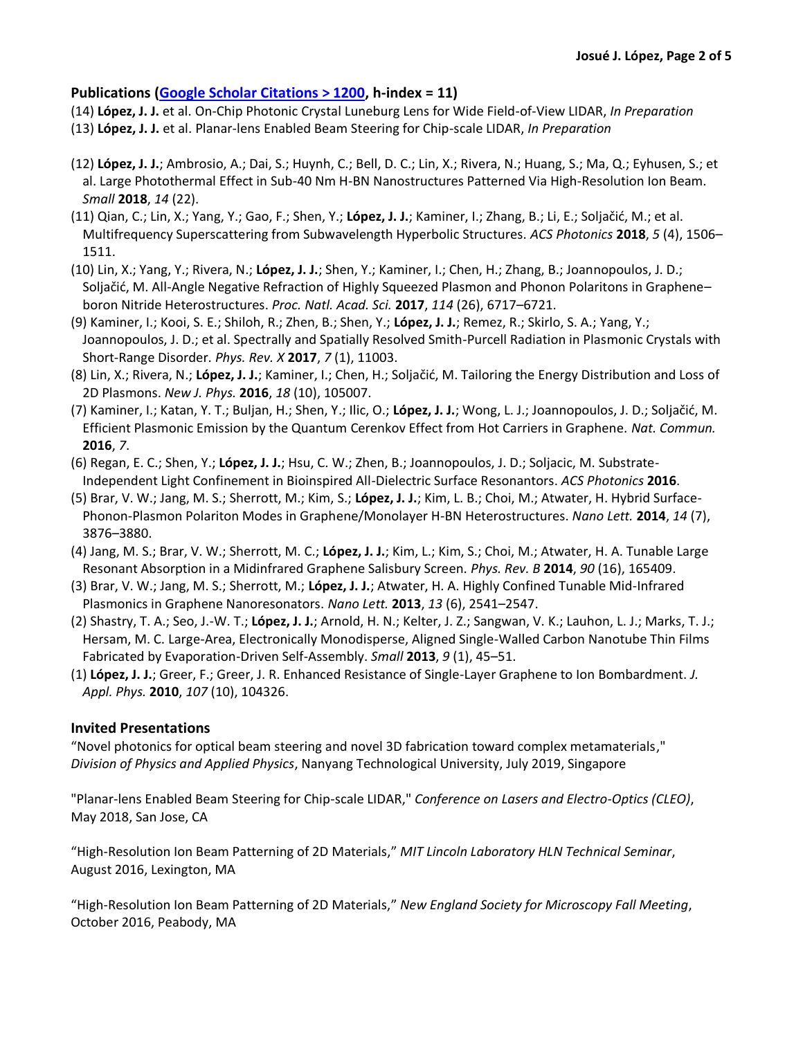## Publications ([Google Scholar Citations > 1200](), h-index = 11)

(14) **López, J. J.** et al. On-Chip Photonic Crystal Luneburg Lens for Wide Field-of-View LIDAR, *In Preparation*

(13) **López, J. J.** et al. Planar-lens Enabled Beam Steering for Chip-scale LIDAR, *In Preparation*

(12) **López, J. J.**; Ambrosio, A.; Dai, S.; Huynh, C.; Bell, D. C.; Lin, X.; Rivera, N.; Huang, S.; Ma, Q.; Eyhusen, S.; et al. Large Photothermal Effect in Sub-40 Nm H-BN Nanostructures Patterned Via High-Resolution Ion Beam. *Small* **2018**, *14* (22).

(11) Qian, C.; Lin, X.; Yang, Y.; Gao, F.; Shen, Y.; **López, J. J.**; Kaminer, I.; Zhang, B.; Li, E.; Soljačić, M.; et al. Multifrequency Superscattering from Subwavelength Hyperbolic Structures. *ACS Photonics* **2018**, *5* (4), 1506–1511.

(10) Lin, X.; Yang, Y.; Rivera, N.; **López, J. J.**; Shen, Y.; Kaminer, I.; Chen, H.; Zhang, B.; Joannopoulos, J. D.; Soljačić, M. All-Angle Negative Refraction of Highly Squeezed Plasmon and Phonon Polaritons in Graphene–boron Nitride Heterostructures. *Proc. Natl. Acad. Sci.* **2017**, *114* (26), 6717–6721.

(9) Kaminer, I.; Kooi, S. E.; Shiloh, R.; Zhen, B.; Shen, Y.; **López, J. J.**; Remez, R.; Skirlo, S. A.; Yang, Y.; Joannopoulos, J. D.; et al. Spectrally and Spatially Resolved Smith-Purcell Radiation in Plasmonic Crystals with Short-Range Disorder. *Phys. Rev. X* **2017**, *7* (1), 11003.

(8) Lin, X.; Rivera, N.; **López, J. J.**; Kaminer, I.; Chen, H.; Soljačić, M. Tailoring the Energy Distribution and Loss of 2D Plasmons. *New J. Phys.* **2016**, *18* (10), 105007.

(7) Kaminer, I.; Katan, Y. T.; Buljan, H.; Shen, Y.; Ilic, O.; **López, J. J.**; Wong, L. J.; Joannopoulos, J. D.; Soljačić, M. Efficient Plasmonic Emission by the Quantum Cerenkov Effect from Hot Carriers in Graphene. *Nat. Commun.* **2016**, *7*.

(6) Regan, E. C.; Shen, Y.; **López, J. J.**; Hsu, C. W.; Zhen, B.; Joannopoulos, J. D.; Soljacic, M. Substrate-Independent Light Confinement in Bioinspired All-Dielectric Surface Resonantors. *ACS Photonics* **2016**.

(5) Brar, V. W.; Jang, M. S.; Sherrott, M.; Kim, S.; **López, J. J.**; Kim, L. B.; Choi, M.; Atwater, H. Hybrid Surface-Phonon-Plasmon Polariton Modes in Graphene/Monolayer H-BN Heterostructures. *Nano Lett.* **2014**, *14* (7), 3876–3880.

(4) Jang, M. S.; Brar, V. W.; Sherrott, M. C.; **López, J. J.**; Kim, L.; Kim, S.; Choi, M.; Atwater, H. A. Tunable Large Resonant Absorption in a Midinfrared Graphene Salisbury Screen. *Phys. Rev. B* **2014**, *90* (16), 165409.

(3) Brar, V. W.; Jang, M. S.; Sherrott, M.; **López, J. J.**; Atwater, H. A. Highly Confined Tunable Mid-Infrared Plasmonics in Graphene Nanoresonators. *Nano Lett.* **2013**, *13* (6), 2541–2547.

(2) Shastry, T. A.; Seo, J.-W. T.; **López, J. J.**; Arnold, H. N.; Kelter, J. Z.; Sangwan, V. K.; Lauhon, L. J.; Marks, T. J.; Hersam, M. C. Large-Area, Electronically Monodisperse, Aligned Single-Walled Carbon Nanotube Thin Films Fabricated by Evaporation-Driven Self-Assembly. *Small* **2013**, *9* (1), 45–51.

(1) **López, J. J.**; Greer, F.; Greer, J. R. Enhanced Resistance of Single-Layer Graphene to Ion Bombardment. *J. Appl. Phys.* **2010**, *107* (10), 104326.

## Invited Presentations

"Novel photonics for optical beam steering and novel 3D fabrication toward complex metamaterials," *Division of Physics and Applied Physics*, Nanyang Technological University, July 2019, Singapore

"Planar-lens Enabled Beam Steering for Chip-scale LIDAR," *Conference on Lasers and Electro-Optics (CLEO)*, May 2018, San Jose, CA

"High-Resolution Ion Beam Patterning of 2D Materials," *MIT Lincoln Laboratory HLN Technical Seminar*, August 2016, Lexington, MA

"High-Resolution Ion Beam Patterning of 2D Materials," *New England Society for Microscopy Fall Meeting*, October 2016, Peabody, MA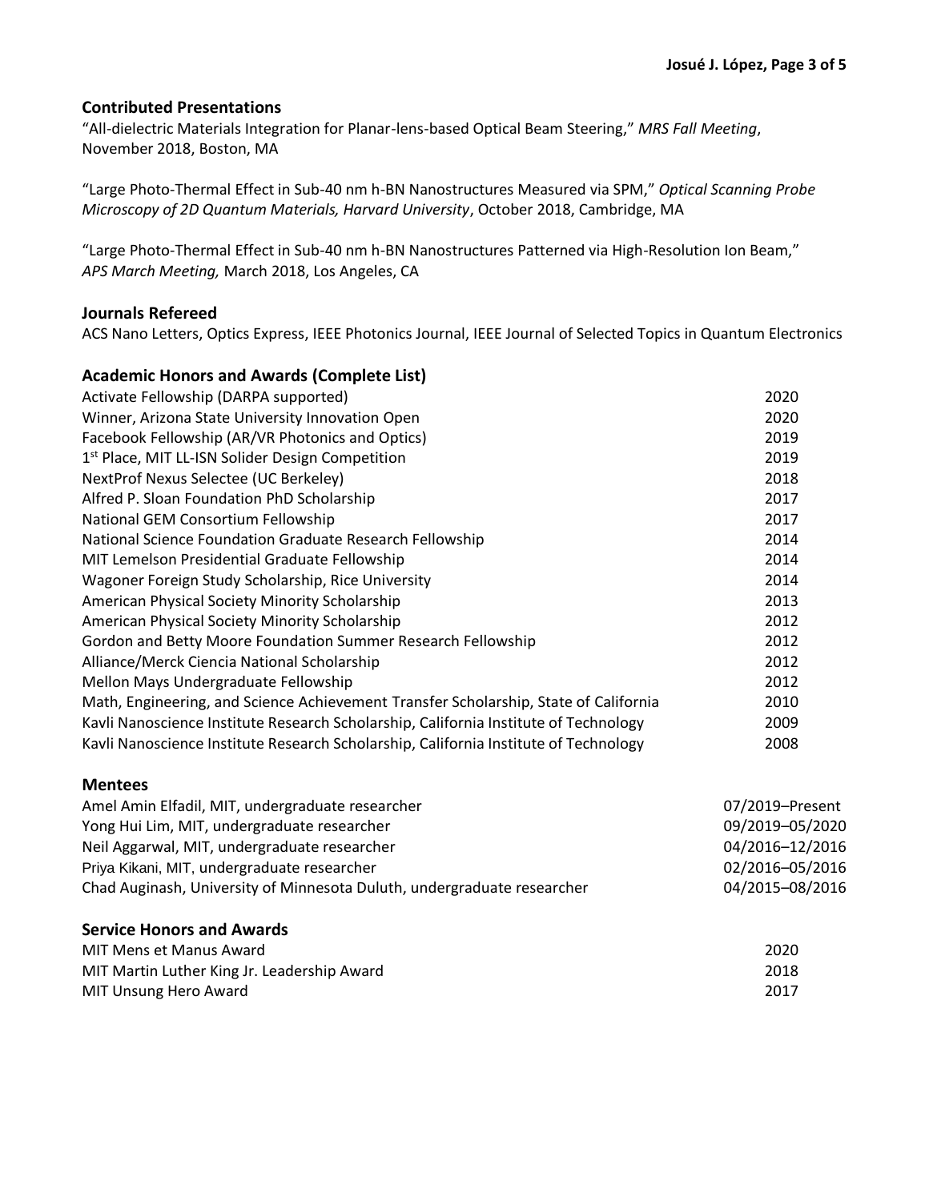## Contributed Presentations

"All-dielectric Materials Integration for Planar-lens-based Optical Beam Steering," *MRS Fall Meeting*, November 2018, Boston, MA

"Large Photo-Thermal Effect in Sub-40 nm h-BN Nanostructures Measured via SPM," *Optical Scanning Probe Microscopy of 2D Quantum Materials, Harvard University*, October 2018, Cambridge, MA

"Large Photo-Thermal Effect in Sub-40 nm h-BN Nanostructures Patterned via High-Resolution Ion Beam," *APS March Meeting,* March 2018, Los Angeles, CA

## Journals Refereed

ACS Nano Letters, Optics Express, IEEE Photonics Journal, IEEE Journal of Selected Topics in Quantum Electronics

## Academic Honors and Awards (Complete List)

| | |
|---|---|
| Activate Fellowship (DARPA supported) | 2020 |
| Winner, Arizona State University Innovation Open | 2020 |
| Facebook Fellowship (AR/VR Photonics and Optics) | 2019 |
| 1st Place, MIT LL-ISN Solider Design Competition | 2019 |
| NextProf Nexus Selectee (UC Berkeley) | 2018 |
| Alfred P. Sloan Foundation PhD Scholarship | 2017 |
| National GEM Consortium Fellowship | 2017 |
| National Science Foundation Graduate Research Fellowship | 2014 |
| MIT Lemelson Presidential Graduate Fellowship | 2014 |
| Wagoner Foreign Study Scholarship, Rice University | 2014 |
| American Physical Society Minority Scholarship | 2013 |
| American Physical Society Minority Scholarship | 2012 |
| Gordon and Betty Moore Foundation Summer Research Fellowship | 2012 |
| Alliance/Merck Ciencia National Scholarship | 2012 |
| Mellon Mays Undergraduate Fellowship | 2012 |
| Math, Engineering, and Science Achievement Transfer Scholarship, State of California | 2010 |
| Kavli Nanoscience Institute Research Scholarship, California Institute of Technology | 2009 |
| Kavli Nanoscience Institute Research Scholarship, California Institute of Technology | 2008 |

## Mentees

| | |
|---|---|
| Amel Amin Elfadil, MIT, undergraduate researcher | 07/2019–Present |
| Yong Hui Lim, MIT, undergraduate researcher | 09/2019–05/2020 |
| Neil Aggarwal, MIT, undergraduate researcher | 04/2016–12/2016 |
| Priya Kikani, MIT, undergraduate researcher | 02/2016–05/2016 |
| Chad Auginash, University of Minnesota Duluth, undergraduate researcher | 04/2015–08/2016 |

## Service Honors and Awards

| | |
|---|---|
| MIT Mens et Manus Award | 2020 |
| MIT Martin Luther King Jr. Leadership Award | 2018 |
| MIT Unsung Hero Award | 2017 |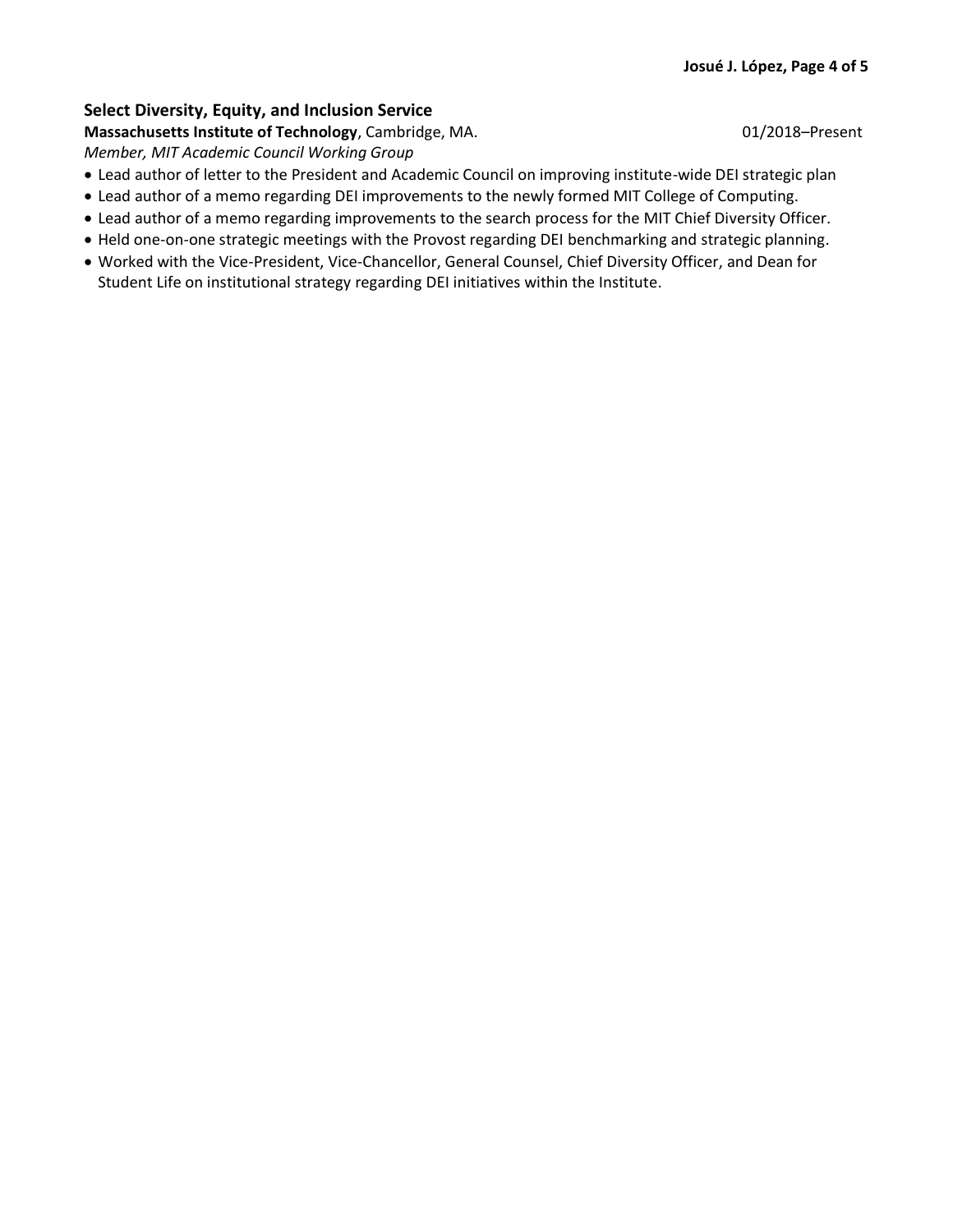## Select Diversity, Equity, and Inclusion Service

**Massachusetts Institute of Technology**, Cambridge, MA. 01/2018–Present

*Member, MIT Academic Council Working Group*

- Lead author of letter to the President and Academic Council on improving institute-wide DEI strategic plan
- Lead author of a memo regarding DEI improvements to the newly formed MIT College of Computing.
- Lead author of a memo regarding improvements to the search process for the MIT Chief Diversity Officer.
- Held one-on-one strategic meetings with the Provost regarding DEI benchmarking and strategic planning.
- Worked with the Vice-President, Vice-Chancellor, General Counsel, Chief Diversity Officer, and Dean for Student Life on institutional strategy regarding DEI initiatives within the Institute.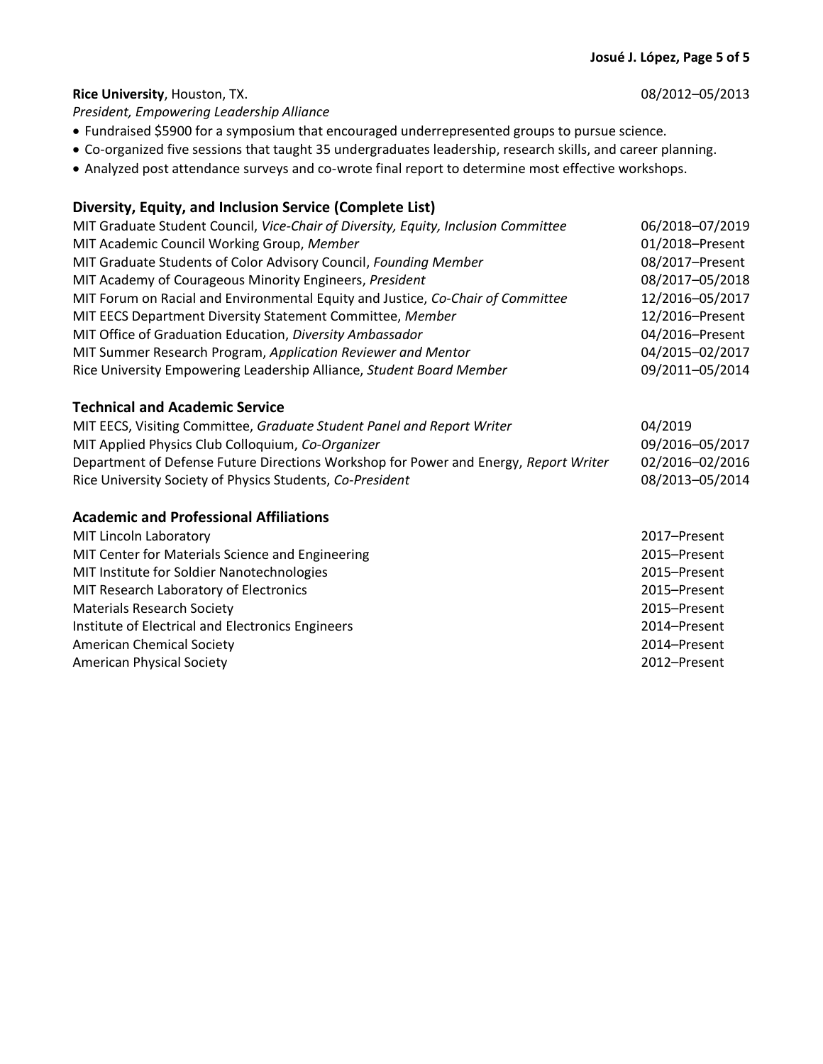**Rice University**, Houston, TX. 08/2012–05/2013

*President, Empowering Leadership Alliance*

- Fundraised $5900 for a symposium that encouraged underrepresented groups to pursue science.
- Co-organized five sessions that taught 35 undergraduates leadership, research skills, and career planning.
- Analyzed post attendance surveys and co-wrote final report to determine most effective workshops.

## Diversity, Equity, and Inclusion Service (Complete List)

MIT Graduate Student Council, *Vice-Chair of Diversity, Equity, Inclusion Committee* 06/2018–07/2019
MIT Academic Council Working Group, *Member* 01/2018–Present
MIT Graduate Students of Color Advisory Council, *Founding Member* 08/2017–Present
MIT Academy of Courageous Minority Engineers, *President* 08/2017–05/2018
MIT Forum on Racial and Environmental Equity and Justice, *Co-Chair of Committee* 12/2016–05/2017
MIT EECS Department Diversity Statement Committee, *Member* 12/2016–Present
MIT Office of Graduation Education, *Diversity Ambassador* 04/2016–Present
MIT Summer Research Program, *Application Reviewer and Mentor* 04/2015–02/2017
Rice University Empowering Leadership Alliance, *Student Board Member* 09/2011–05/2014

## Technical and Academic Service

MIT EECS, Visiting Committee, *Graduate Student Panel and Report Writer* 04/2019
MIT Applied Physics Club Colloquium, *Co-Organizer* 09/2016–05/2017
Department of Defense Future Directions Workshop for Power and Energy, *Report Writer* 02/2016–02/2016
Rice University Society of Physics Students, *Co-President* 08/2013–05/2014

## Academic and Professional Affiliations

MIT Lincoln Laboratory 2017–Present
MIT Center for Materials Science and Engineering 2015–Present
MIT Institute for Soldier Nanotechnologies 2015–Present
MIT Research Laboratory of Electronics 2015–Present
Materials Research Society 2015–Present
Institute of Electrical and Electronics Engineers 2014–Present
American Chemical Society 2014–Present
American Physical Society 2012–Present